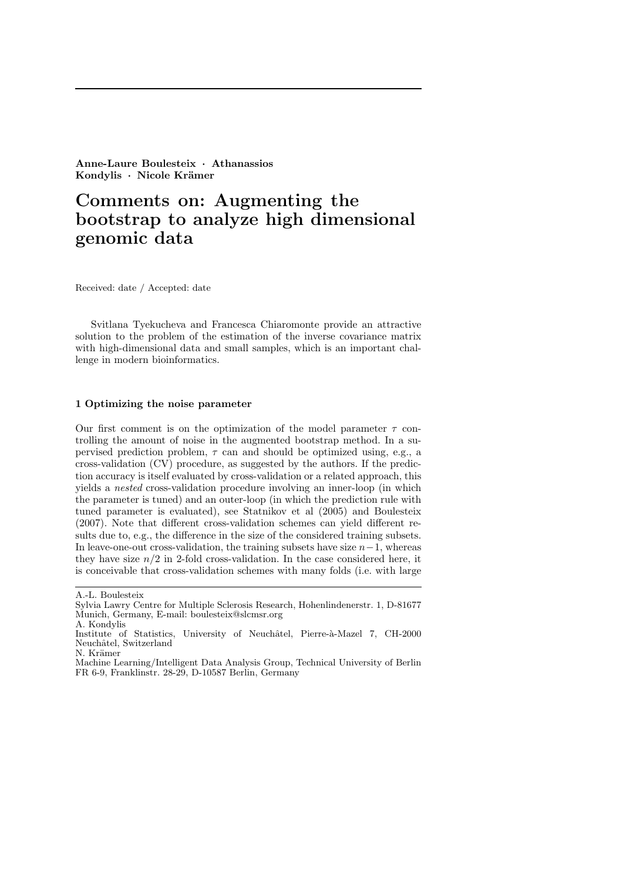**Anne-Laure Boulesteix · Athanassios Kondylis · Nicole Krämer**

# Comments on: Augmenting the bootstrap to analyze high dimensional genomic data

Received: date / Accepted: date

Svitlana Tyekucheva and Francesca Chiaromonte provide an attractive solution to the problem of the estimation of the inverse covariance matrix with high-dimensional data and small samples, which is an important challenge in modern bioinformatics.

## 1 Optimizing the noise parameter

Our first comment is on the optimization of the model parameter $\tau$ controlling the amount of noise in the augmented bootstrap method. In a supervised prediction problem, $\tau$ can and should be optimized using, e.g., a cross-validation (CV) procedure, as suggested by the authors. If the prediction accuracy is itself evaluated by cross-validation or a related approach, this yields a *nested* cross-validation procedure involving an inner-loop (in which the parameter is tuned) and an outer-loop (in which the prediction rule with tuned parameter is evaluated), see Statnikov et al (2005) and Boulesteix (2007). Note that different cross-validation schemes can yield different results due to, e.g., the difference in the size of the considered training subsets. In leave-one-out cross-validation, the training subsets have size $n-1$, whereas they have size $n/2$ in 2-fold cross-validation. In the case considered here, it is conceivable that cross-validation schemes with many folds (i.e. with large

---

A.-L. Boulesteix
Sylvia Lawry Centre for Multiple Sclerosis Research, Hohenlindenerstr. 1, D-81677 Munich, Germany, E-mail: boulesteix@slcmsr.org

A. Kondylis
Institute of Statistics, University of Neuchâtel, Pierre-à-Mazel 7, CH-2000 Neuchâtel, Switzerland

N. Krämer
Machine Learning/Intelligent Data Analysis Group, Technical University of Berlin FR 6-9, Franklinstr. 28-29, D-10587 Berlin, Germany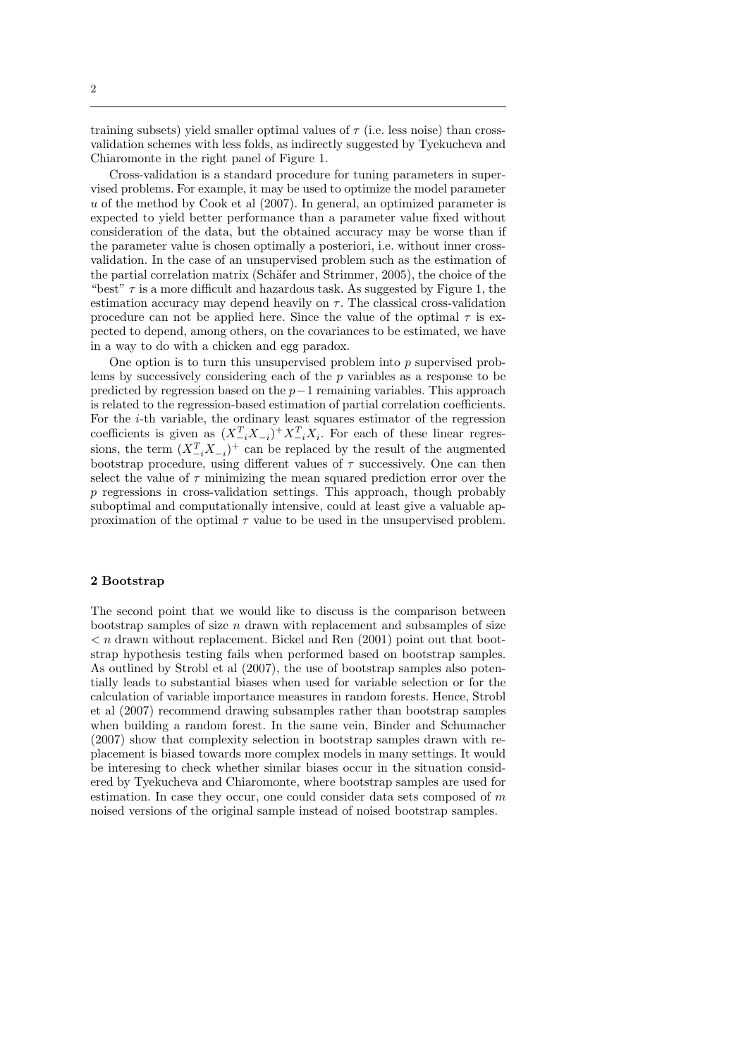training subsets) yield smaller optimal values of $\tau$ (i.e. less noise) than cross-validation schemes with less folds, as indirectly suggested by Tyekucheva and Chiaromonte in the right panel of Figure 1.

Cross-validation is a standard procedure for tuning parameters in supervised problems. For example, it may be used to optimize the model parameter $u$ of the method by Cook et al (2007). In general, an optimized parameter is expected to yield better performance than a parameter value fixed without consideration of the data, but the obtained accuracy may be worse than if the parameter value is chosen optimally a posteriori, i.e. without inner cross-validation. In the case of an unsupervised problem such as the estimation of the partial correlation matrix (Schäfer and Strimmer, 2005), the choice of the "best" $\tau$ is a more difficult and hazardous task. As suggested by Figure 1, the estimation accuracy may depend heavily on $\tau$. The classical cross-validation procedure can not be applied here. Since the value of the optimal $\tau$ is expected to depend, among others, on the covariances to be estimated, we have in a way to do with a chicken and egg paradox.

One option is to turn this unsupervised problem into $p$ supervised problems by successively considering each of the $p$ variables as a response to be predicted by regression based on the $p-1$ remaining variables. This approach is related to the regression-based estimation of partial correlation coefficients. For the $i$-th variable, the ordinary least squares estimator of the regression coefficients is given as $(X_{-i}^T X_{-i})^+ X_{-i}^T X_i$. For each of these linear regressions, the term $(X_{-i}^T X_{-i})^+$ can be replaced by the result of the augmented bootstrap procedure, using different values of $\tau$ successively. One can then select the value of $\tau$ minimizing the mean squared prediction error over the $p$ regressions in cross-validation settings. This approach, though probably suboptimal and computationally intensive, could at least give a valuable approximation of the optimal $\tau$ value to be used in the unsupervised problem.

## 2 Bootstrap

The second point that we would like to discuss is the comparison between bootstrap samples of size $n$ drawn with replacement and subsamples of size $< n$ drawn without replacement. Bickel and Ren (2001) point out that bootstrap hypothesis testing fails when performed based on bootstrap samples. As outlined by Strobl et al (2007), the use of bootstrap samples also potentially leads to substantial biases when used for variable selection or for the calculation of variable importance measures in random forests. Hence, Strobl et al (2007) recommend drawing subsamples rather than bootstrap samples when building a random forest. In the same vein, Binder and Schumacher (2007) show that complexity selection in bootstrap samples drawn with replacement is biased towards more complex models in many settings. It would be interesing to check whether similar biases occur in the situation considered by Tyekucheva and Chiaromonte, where bootstrap samples are used for estimation. In case they occur, one could consider data sets composed of $m$ noised versions of the original sample instead of noised bootstrap samples.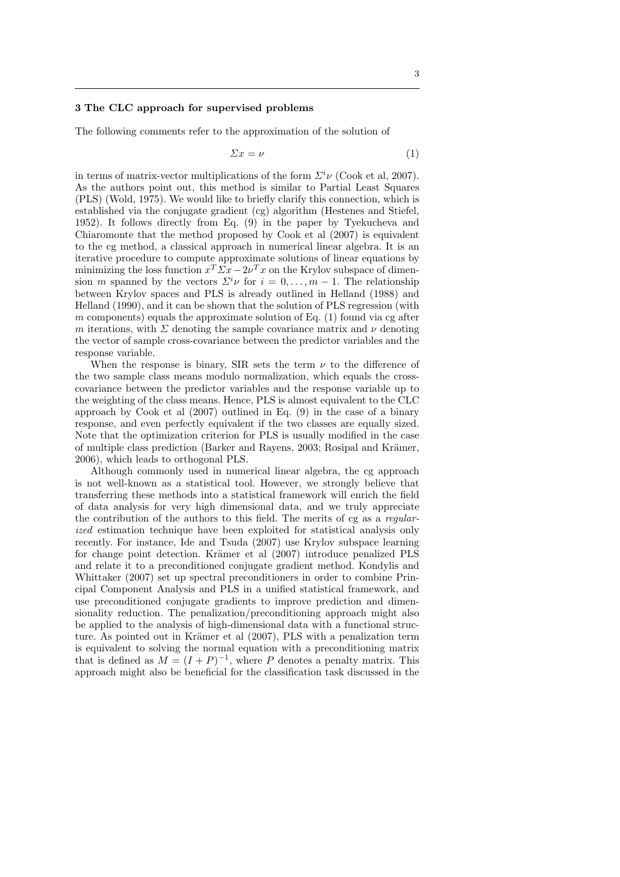## 3 The CLC approach for supervised problems

The following comments refer to the approximation of the solution of

$$\Sigma x = \nu \tag{1}$$

in terms of matrix-vector multiplications of the form $\Sigma^i \nu$ (Cook et al, 2007). As the authors point out, this method is similar to Partial Least Squares (PLS) (Wold, 1975). We would like to briefly clarify this connection, which is established via the conjugate gradient (cg) algorithm (Hestenes and Stiefel, 1952). It follows directly from Eq. (9) in the paper by Tyekucheva and Chiaromonte that the method proposed by Cook et al (2007) is equivalent to the cg method, a classical approach in numerical linear algebra. It is an iterative procedure to compute approximate solutions of linear equations by minimizing the loss function $x^T \Sigma x - 2\nu^T x$ on the Krylov subspace of dimension $m$ spanned by the vectors $\Sigma^i \nu$ for $i = 0, \ldots, m-1$. The relationship between Krylov spaces and PLS is already outlined in Helland (1988) and Helland (1990), and it can be shown that the solution of PLS regression (with $m$ components) equals the approximate solution of Eq. (1) found via cg after $m$ iterations, with $\Sigma$ denoting the sample covariance matrix and $\nu$ denoting the vector of sample cross-covariance between the predictor variables and the response variable.

When the response is binary, SIR sets the term $\nu$ to the difference of the two sample class means modulo normalization, which equals the cross-covariance between the predictor variables and the response variable up to the weighting of the class means. Hence, PLS is almost equivalent to the CLC approach by Cook et al (2007) outlined in Eq. (9) in the case of a binary response, and even perfectly equivalent if the two classes are equally sized. Note that the optimization criterion for PLS is usually modified in the case of multiple class prediction (Barker and Rayens, 2003; Rosipal and Krämer, 2006), which leads to orthogonal PLS.

Although commonly used in numerical linear algebra, the cg approach is not well-known as a statistical tool. However, we strongly believe that transferring these methods into a statistical framework will enrich the field of data analysis for very high dimensional data, and we truly appreciate the contribution of the authors to this field. The merits of cg as a *regularized* estimation technique have been exploited for statistical analysis only recently. For instance, Ide and Tsuda (2007) use Krylov subspace learning for change point detection. Krämer et al (2007) introduce penalized PLS and relate it to a preconditioned conjugate gradient method. Kondylis and Whittaker (2007) set up spectral preconditioners in order to combine Principal Component Analysis and PLS in a unified statistical framework, and use preconditioned conjugate gradients to improve prediction and dimensionality reduction. The penalization/preconditioning approach might also be applied to the analysis of high-dimensional data with a functional structure. As pointed out in Krämer et al (2007), PLS with a penalization term is equivalent to solving the normal equation with a preconditioning matrix that is defined as $M = (I + P)^{-1}$, where $P$ denotes a penalty matrix. This approach might also be beneficial for the classification task discussed in the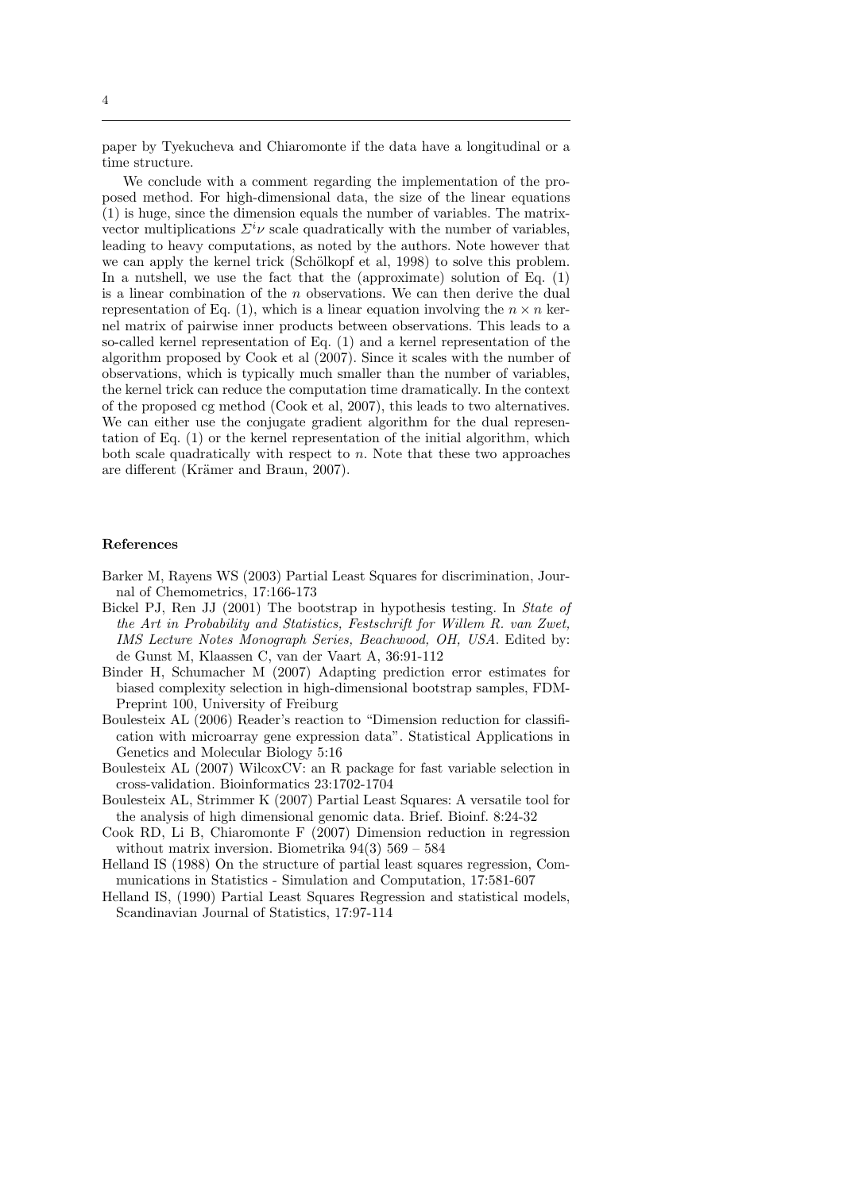paper by Tyekucheva and Chiaromonte if the data have a longitudinal or a time structure.

We conclude with a comment regarding the implementation of the proposed method. For high-dimensional data, the size of the linear equations (1) is huge, since the dimension equals the number of variables. The matrix-vector multiplications $\Sigma^i \nu$ scale quadratically with the number of variables, leading to heavy computations, as noted by the authors. Note however that we can apply the kernel trick (Schölkopf et al, 1998) to solve this problem. In a nutshell, we use the fact that the (approximate) solution of Eq. (1) is a linear combination of the $n$ observations. We can then derive the dual representation of Eq. (1), which is a linear equation involving the $n \times n$ kernel matrix of pairwise inner products between observations. This leads to a so-called kernel representation of Eq. (1) and a kernel representation of the algorithm proposed by Cook et al (2007). Since it scales with the number of observations, which is typically much smaller than the number of variables, the kernel trick can reduce the computation time dramatically. In the context of the proposed cg method (Cook et al, 2007), this leads to two alternatives. We can either use the conjugate gradient algorithm for the dual representation of Eq. (1) or the kernel representation of the initial algorithm, which both scale quadratically with respect to $n$. Note that these two approaches are different (Krämer and Braun, 2007).

## References

Barker M, Rayens WS (2003) Partial Least Squares for discrimination, Journal of Chemometrics, 17:166-173

Bickel PJ, Ren JJ (2001) The bootstrap in hypothesis testing. In *State of the Art in Probability and Statistics, Festschrift for Willem R. van Zwet, IMS Lecture Notes Monograph Series, Beachwood, OH, USA*. Edited by: de Gunst M, Klaassen C, van der Vaart A, 36:91-112

Binder H, Schumacher M (2007) Adapting prediction error estimates for biased complexity selection in high-dimensional bootstrap samples, FDM-Preprint 100, University of Freiburg

Boulesteix AL (2006) Reader's reaction to "Dimension reduction for classification with microarray gene expression data". Statistical Applications in Genetics and Molecular Biology 5:16

Boulesteix AL (2007) WilcoxCV: an R package for fast variable selection in cross-validation. Bioinformatics 23:1702-1704

Boulesteix AL, Strimmer K (2007) Partial Least Squares: A versatile tool for the analysis of high dimensional genomic data. Brief. Bioinf. 8:24-32

Cook RD, Li B, Chiaromonte F (2007) Dimension reduction in regression without matrix inversion. Biometrika 94(3) 569 – 584

Helland IS (1988) On the structure of partial least squares regression, Communications in Statistics - Simulation and Computation, 17:581-607

Helland IS, (1990) Partial Least Squares Regression and statistical models, Scandinavian Journal of Statistics, 17:97-114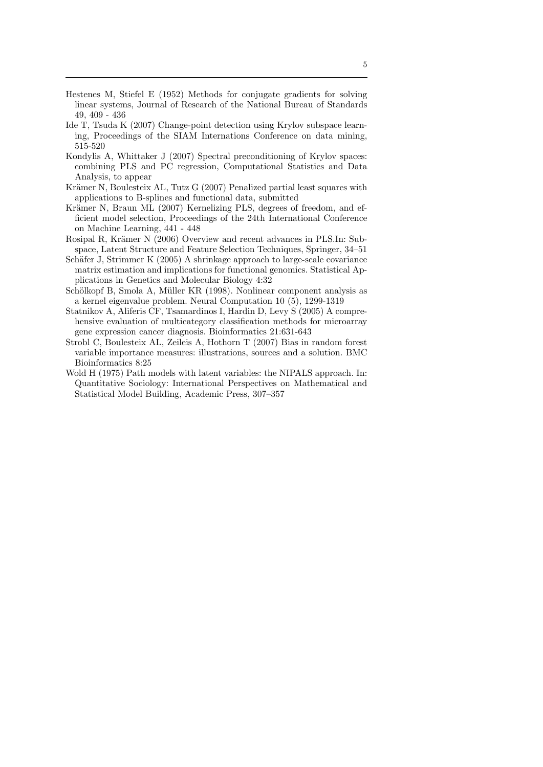Hestenes M, Stiefel E (1952) Methods for conjugate gradients for solving linear systems, Journal of Research of the National Bureau of Standards 49, 409 - 436

Ide T, Tsuda K (2007) Change-point detection using Krylov subspace learning, Proceedings of the SIAM Internations Conference on data mining, 515-520

Kondylis A, Whittaker J (2007) Spectral preconditioning of Krylov spaces: combining PLS and PC regression, Computational Statistics and Data Analysis, to appear

Krämer N, Boulesteix AL, Tutz G (2007) Penalized partial least squares with applications to B-splines and functional data, submitted

Krämer N, Braun ML (2007) Kernelizing PLS, degrees of freedom, and efficient model selection, Proceedings of the 24th International Conference on Machine Learning, 441 - 448

Rosipal R, Krämer N (2006) Overview and recent advances in PLS.In: Subspace, Latent Structure and Feature Selection Techniques, Springer, 34–51

Schäfer J, Strimmer K (2005) A shrinkage approach to large-scale covariance matrix estimation and implications for functional genomics. Statistical Applications in Genetics and Molecular Biology 4:32

Schölkopf B, Smola A, Müller KR (1998). Nonlinear component analysis as a kernel eigenvalue problem. Neural Computation 10 (5), 1299-1319

Statnikov A, Aliferis CF, Tsamardinos I, Hardin D, Levy S (2005) A comprehensive evaluation of multicategory classification methods for microarray gene expression cancer diagnosis. Bioinformatics 21:631-643

Strobl C, Boulesteix AL, Zeileis A, Hothorn T (2007) Bias in random forest variable importance measures: illustrations, sources and a solution. BMC Bioinformatics 8:25

Wold H (1975) Path models with latent variables: the NIPALS approach. In: Quantitative Sociology: International Perspectives on Mathematical and Statistical Model Building, Academic Press, 307–357